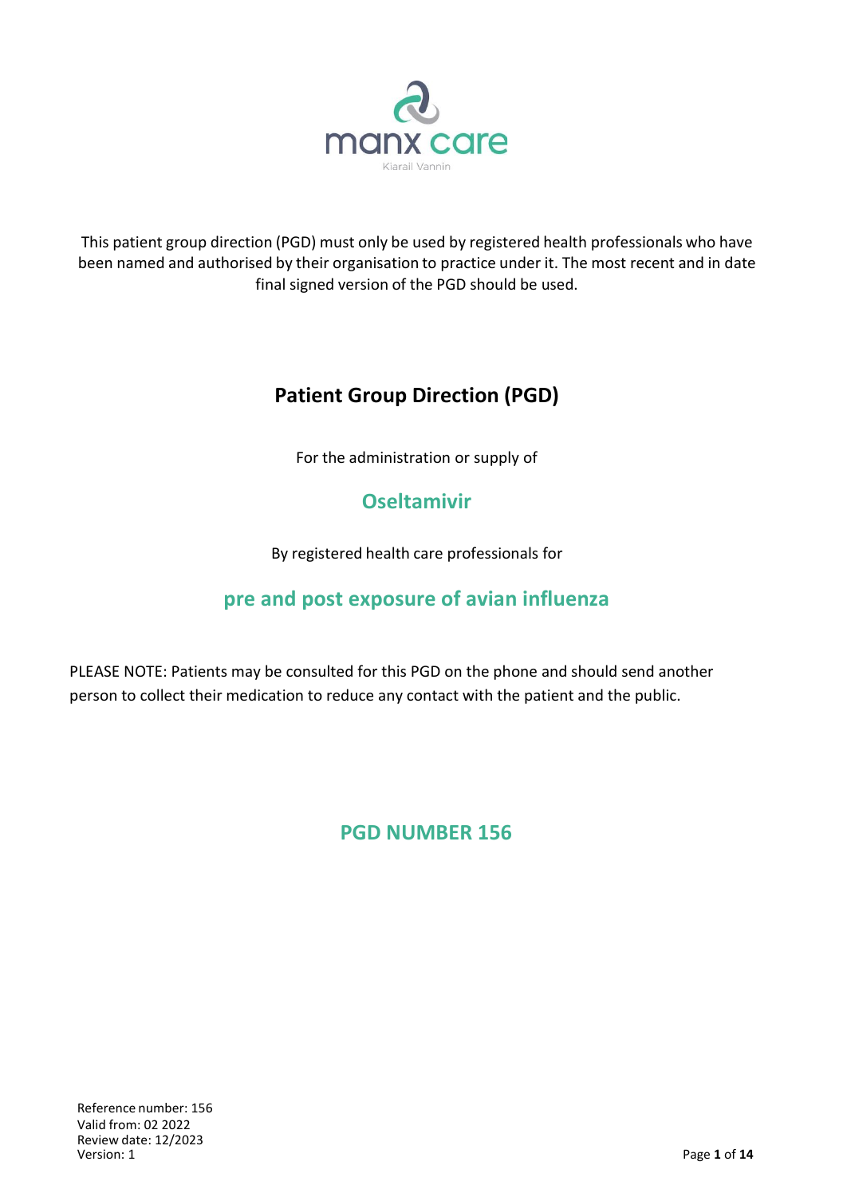manx care

Kiarail Vannin

This patient group direction (PGD) must only be used by registered health professionals who have been named and authorised by their organisation to practice under it. The most recent and in date final signed version of the PGD should be used.

# Patient Group Direction (PGD)

For the administration or supply of

## Oseltamivir

By registered health care professionals for

## pre and post exposure of avian influenza

PLEASE NOTE: Patients may be consulted for this PGD on the phone and should send another person to collect their medication to reduce any contact with the patient and the public.

## PGD NUMBER 156

Reference number: 156
Valid from: 02 2022
Review date: 12/2023
Version: 1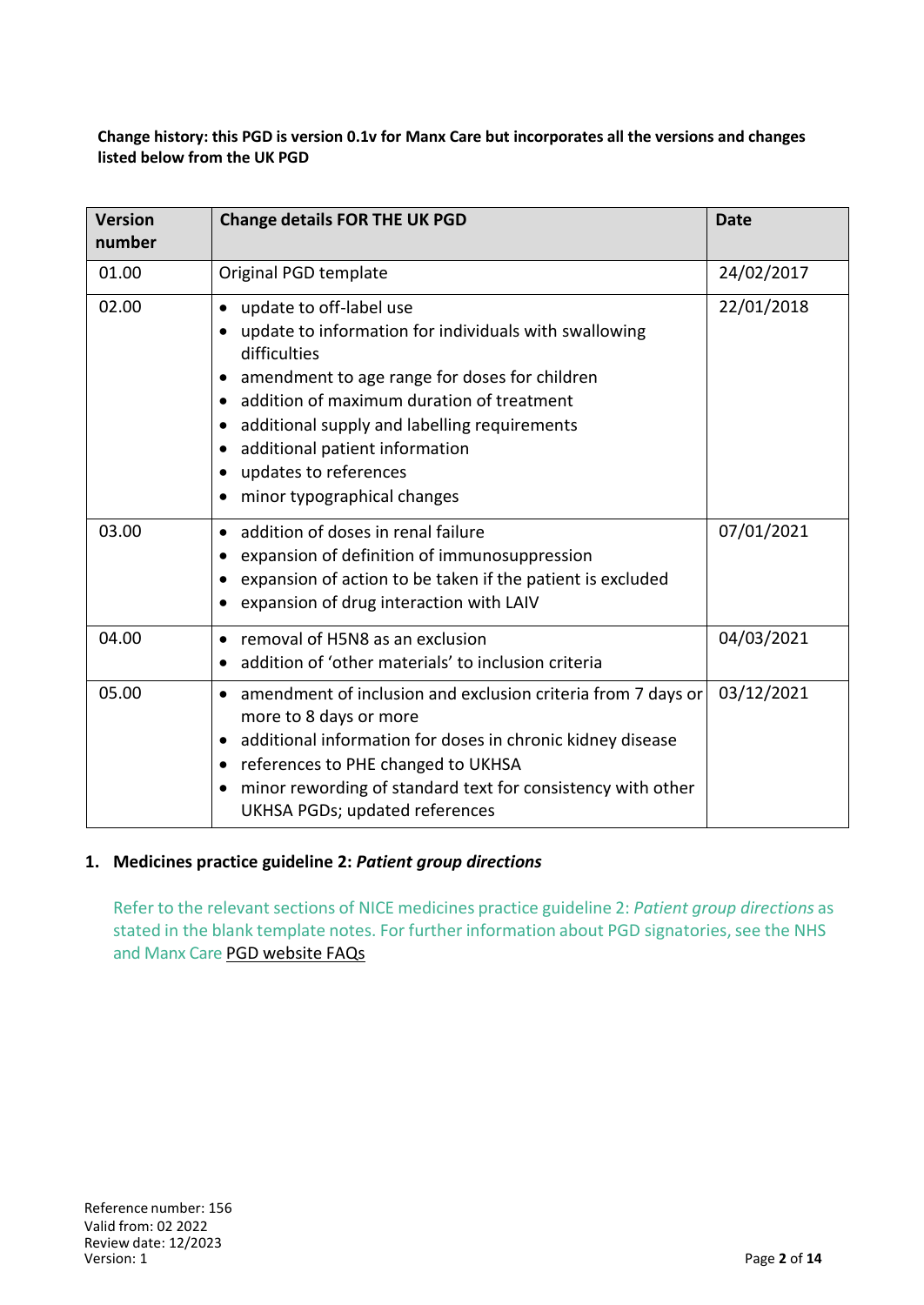**Change history: this PGD is version 0.1v for Manx Care but incorporates all the versions and changes listed below from the UK PGD**

| Version number | Change details FOR THE UK PGD | Date |
|---|---|---|
| 01.00 | Original PGD template | 24/02/2017 |
| 02.00 | • update to off-label use<br>• update to information for individuals with swallowing difficulties<br>• amendment to age range for doses for children<br>• addition of maximum duration of treatment<br>• additional supply and labelling requirements<br>• additional patient information<br>• updates to references<br>• minor typographical changes | 22/01/2018 |
| 03.00 | • addition of doses in renal failure<br>• expansion of definition of immunosuppression<br>• expansion of action to be taken if the patient is excluded<br>• expansion of drug interaction with LAIV | 07/01/2021 |
| 04.00 | • removal of H5N8 as an exclusion<br>• addition of 'other materials' to inclusion criteria | 04/03/2021 |
| 05.00 | • amendment of inclusion and exclusion criteria from 7 days or more to 8 days or more<br>• additional information for doses in chronic kidney disease<br>• references to PHE changed to UKHSA<br>• minor rewording of standard text for consistency with other UKHSA PGDs; updated references | 03/12/2021 |

## 1. Medicines practice guideline 2: *Patient group directions*

Refer to the relevant sections of NICE medicines practice guideline 2: *Patient group directions* as stated in the blank template notes. For further information about PGD signatories, see the NHS and Manx Care PGD website FAQs

Reference number: 156
Valid from: 02 2022
Review date: 12/2023
Version: 1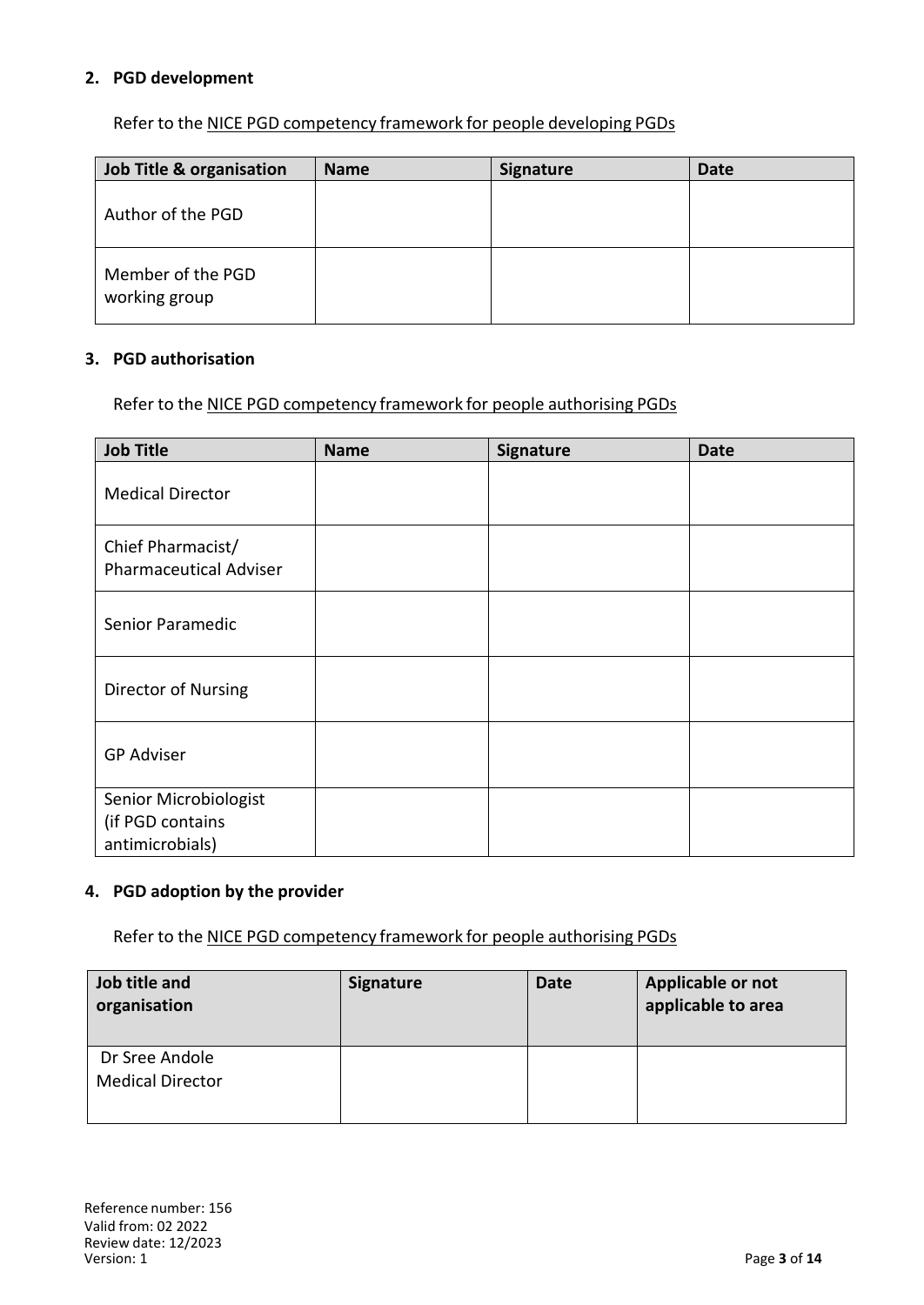## 2. PGD development

Refer to the NICE PGD competency framework for people developing PGDs

| Job Title & organisation | Name | Signature | Date |
|---|---|---|---|
| Author of the PGD | | | |
| Member of the PGD working group | | | |

## 3. PGD authorisation

Refer to the NICE PGD competency framework for people authorising PGDs

| Job Title | Name | Signature | Date |
|---|---|---|---|
| Medical Director | | | |
| Chief Pharmacist/ Pharmaceutical Adviser | | | |
| Senior Paramedic | | | |
| Director of Nursing | | | |
| GP Adviser | | | |
| Senior Microbiologist (if PGD contains antimicrobials) | | | |

## 4. PGD adoption by the provider

Refer to the NICE PGD competency framework for people authorising PGDs

| Job title and organisation | Signature | Date | Applicable or not applicable to area |
|---|---|---|---|
| Dr Sree Andole Medical Director | | | |

Reference number: 156
Valid from: 02 2022
Review date: 12/2023
Version: 1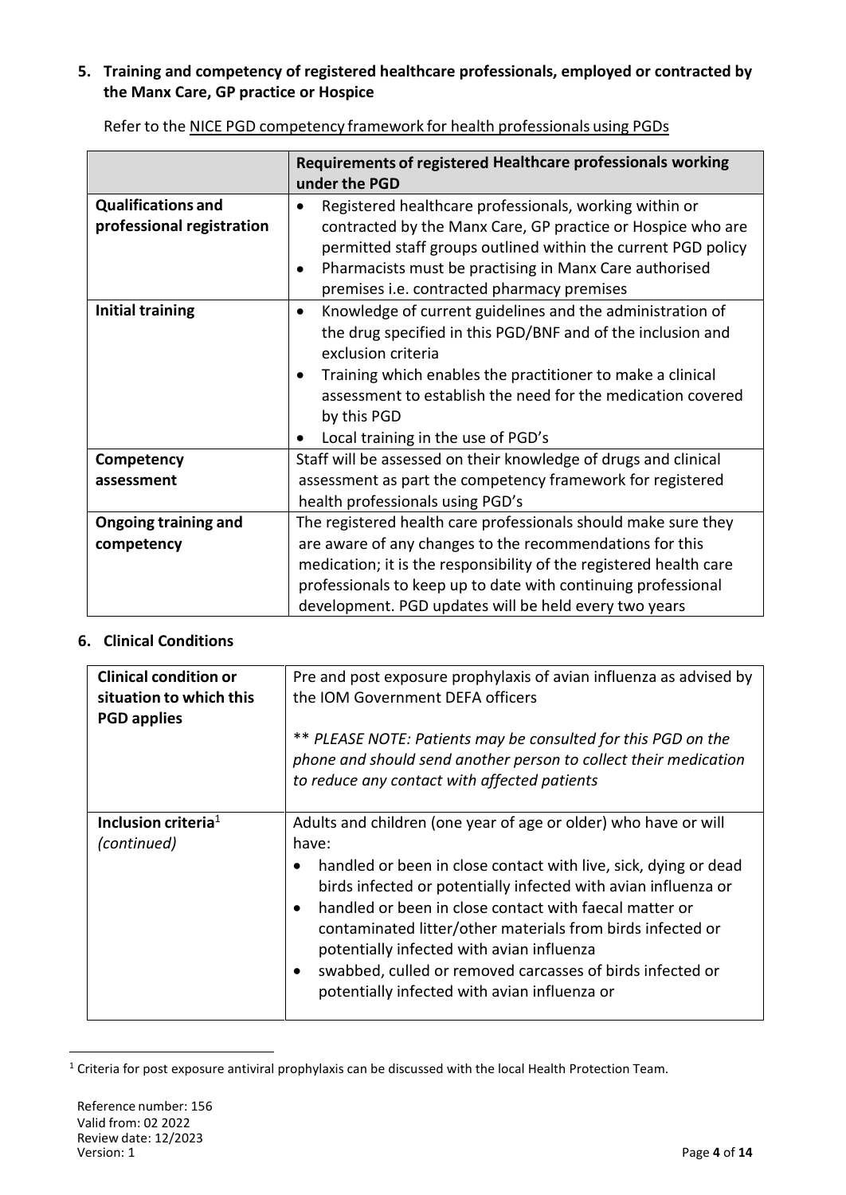## 5. Training and competency of registered healthcare professionals, employed or contracted by the Manx Care, GP practice or Hospice

Refer to the NICE PGD competency framework for health professionals using PGDs

| | Requirements of registered Healthcare professionals working under the PGD |
|---|---|
| **Qualifications and professional registration** | • Registered healthcare professionals, working within or contracted by the Manx Care, GP practice or Hospice who are permitted staff groups outlined within the current PGD policy<br>• Pharmacists must be practising in Manx Care authorised premises i.e. contracted pharmacy premises |
| **Initial training** | • Knowledge of current guidelines and the administration of the drug specified in this PGD/BNF and of the inclusion and exclusion criteria<br>• Training which enables the practitioner to make a clinical assessment to establish the need for the medication covered by this PGD<br>• Local training in the use of PGD's |
| **Competency assessment** | Staff will be assessed on their knowledge of drugs and clinical assessment as part the competency framework for registered health professionals using PGD's |
| **Ongoing training and competency** | The registered health care professionals should make sure they are aware of any changes to the recommendations for this medication; it is the responsibility of the registered health care professionals to keep up to date with continuing professional development. PGD updates will be held every two years |

## 6. Clinical Conditions

| | |
|---|---|
| **Clinical condition or situation to which this PGD applies** | Pre and post exposure prophylaxis of avian influenza as advised by the IOM Government DEFA officers<br><br>*** PLEASE NOTE: Patients may be consulted for this PGD on the phone and should send another person to collect their medication to reduce any contact with affected patients* |
| **Inclusion criteria**[1] *(continued)* | Adults and children (one year of age or older) who have or will have:<br>• handled or been in close contact with live, sick, dying or dead birds infected or potentially infected with avian influenza or<br>• handled or been in close contact with faecal matter or contaminated litter/other materials from birds infected or potentially infected with avian influenza<br>• swabbed, culled or removed carcasses of birds infected or potentially infected with avian influenza or |

[1] Criteria for post exposure antiviral prophylaxis can be discussed with the local Health Protection Team.

Reference number: 156
Valid from: 02 2022
Review date: 12/2023
Version: 1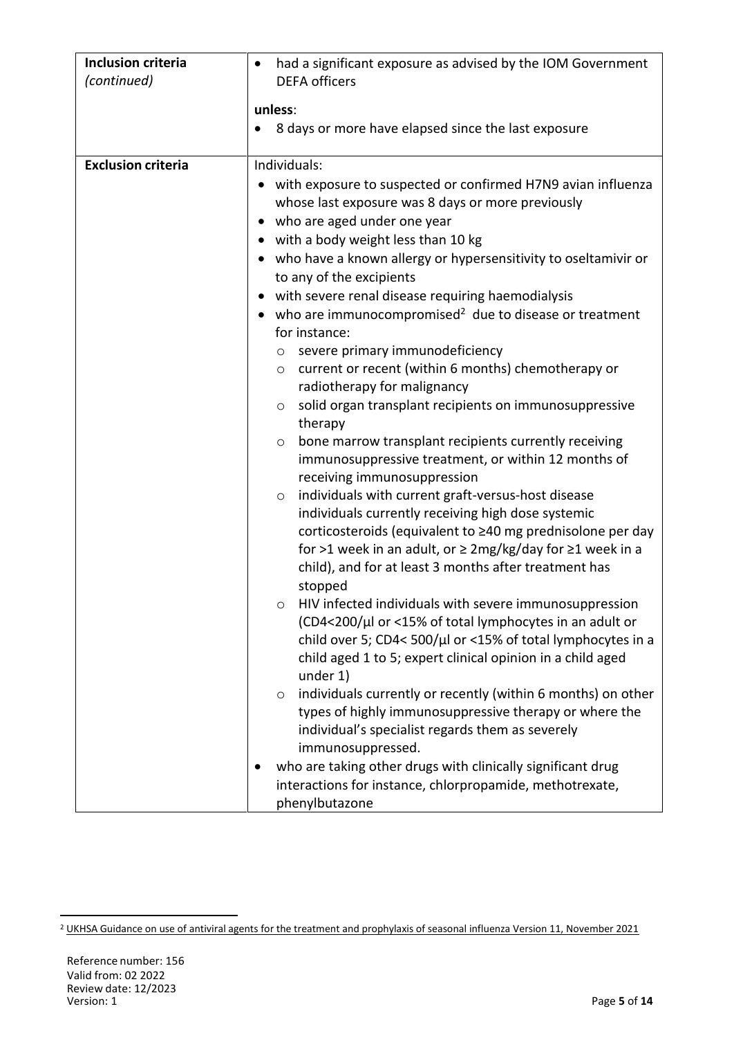| | |
|---|---|
| **Inclusion criteria** *(continued)* | • had a significant exposure as advised by the IOM Government DEFA officers<br><br>**unless**:<br>• 8 days or more have elapsed since the last exposure |
| **Exclusion criteria** | Individuals:<br>• with exposure to suspected or confirmed H7N9 avian influenza whose last exposure was 8 days or more previously<br>• who are aged under one year<br>• with a body weight less than 10 kg<br>• who have a known allergy or hypersensitivity to oseltamivir or to any of the excipients<br>• with severe renal disease requiring haemodialysis<br>• who are immunocompromised[2] due to disease or treatment for instance:<br>  ○ severe primary immunodeficiency<br>  ○ current or recent (within 6 months) chemotherapy or radiotherapy for malignancy<br>  ○ solid organ transplant recipients on immunosuppressive therapy<br>  ○ bone marrow transplant recipients currently receiving immunosuppressive treatment, or within 12 months of receiving immunosuppression<br>  ○ individuals with current graft-versus-host disease individuals currently receiving high dose systemic corticosteroids (equivalent to ≥40 mg prednisolone per day for >1 week in an adult, or ≥ 2mg/kg/day for ≥1 week in a child), and for at least 3 months after treatment has stopped<br>  ○ HIV infected individuals with severe immunosuppression (CD4<200/μl or <15% of total lymphocytes in an adult or child over 5; CD4< 500/μl or <15% of total lymphocytes in a child aged 1 to 5; expert clinical opinion in a child aged under 1)<br>  ○ individuals currently or recently (within 6 months) on other types of highly immunosuppressive therapy or where the individual's specialist regards them as severely immunosuppressed.<br>• who are taking other drugs with clinically significant drug interactions for instance, chlorpropamide, methotrexate, phenylbutazone |

[2] UKHSA Guidance on use of antiviral agents for the treatment and prophylaxis of seasonal influenza Version 11, November 2021

Reference number: 156
Valid from: 02 2022
Review date: 12/2023
Version: 1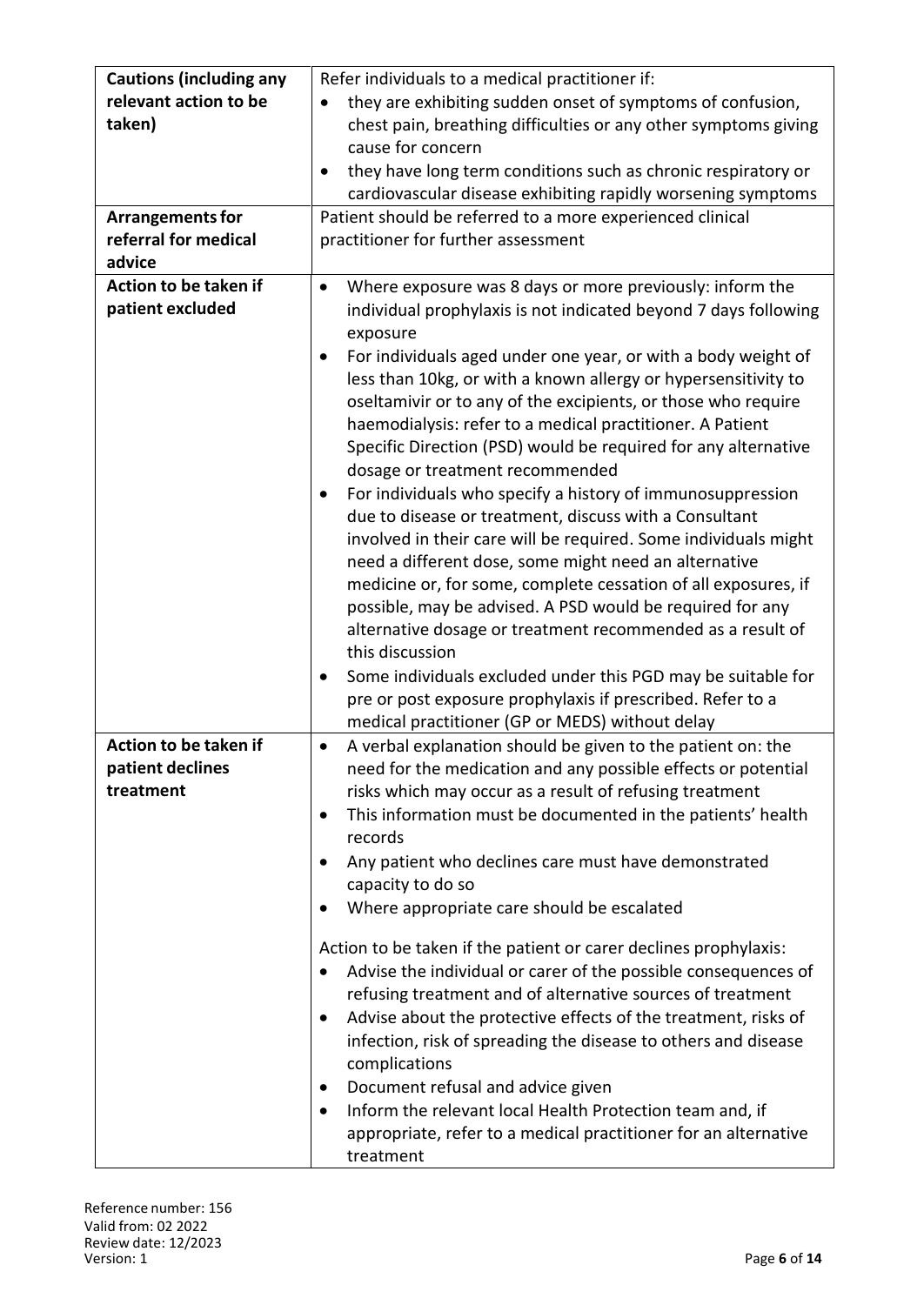| | |
|---|---|
| **Cautions (including any relevant action to be taken)** | Refer individuals to a medical practitioner if:<br>• they are exhibiting sudden onset of symptoms of confusion, chest pain, breathing difficulties or any other symptoms giving cause for concern<br>• they have long term conditions such as chronic respiratory or cardiovascular disease exhibiting rapidly worsening symptoms |
| **Arrangements for referral for medical advice** | Patient should be referred to a more experienced clinical practitioner for further assessment |
| **Action to be taken if patient excluded** | • Where exposure was 8 days or more previously: inform the individual prophylaxis is not indicated beyond 7 days following exposure<br>• For individuals aged under one year, or with a body weight of less than 10kg, or with a known allergy or hypersensitivity to oseltamivir or to any of the excipients, or those who require haemodialysis: refer to a medical practitioner. A Patient Specific Direction (PSD) would be required for any alternative dosage or treatment recommended<br>• For individuals who specify a history of immunosuppression due to disease or treatment, discuss with a Consultant involved in their care will be required. Some individuals might need a different dose, some might need an alternative medicine or, for some, complete cessation of all exposures, if possible, may be advised. A PSD would be required for any alternative dosage or treatment recommended as a result of this discussion<br>• Some individuals excluded under this PGD may be suitable for pre or post exposure prophylaxis if prescribed. Refer to a medical practitioner (GP or MEDS) without delay |
| **Action to be taken if patient declines treatment** | • A verbal explanation should be given to the patient on: the need for the medication and any possible effects or potential risks which may occur as a result of refusing treatment<br>• This information must be documented in the patients' health records<br>• Any patient who declines care must have demonstrated capacity to do so<br>• Where appropriate care should be escalated<br><br>Action to be taken if the patient or carer declines prophylaxis:<br>• Advise the individual or carer of the possible consequences of refusing treatment and of alternative sources of treatment<br>• Advise about the protective effects of the treatment, risks of infection, risk of spreading the disease to others and disease complications<br>• Document refusal and advice given<br>• Inform the relevant local Health Protection team and, if appropriate, refer to a medical practitioner for an alternative treatment |

Reference number: 156
Valid from: 02 2022
Review date: 12/2023
Version: 1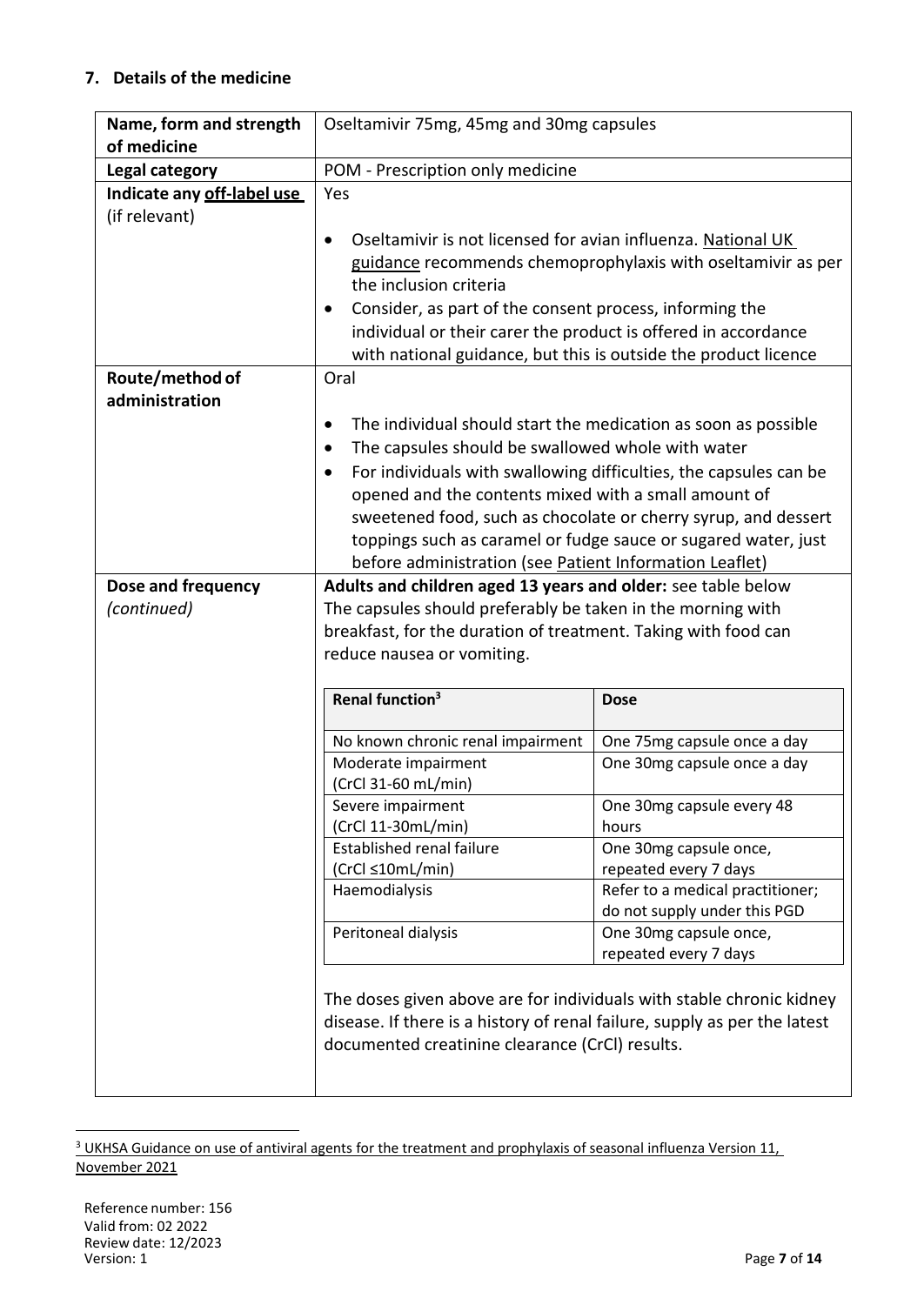## 7. Details of the medicine

| | |
|---|---|
| **Name, form and strength of medicine** | Oseltamivir 75mg, 45mg and 30mg capsules |
| **Legal category** | POM - Prescription only medicine |
| **Indicate any off-label use** (if relevant) | Yes<br><br>• Oseltamivir is not licensed for avian influenza. National UK guidance recommends chemoprophylaxis with oseltamivir as per the inclusion criteria<br>• Consider, as part of the consent process, informing the individual or their carer the product is offered in accordance with national guidance, but this is outside the product licence |
| **Route/method of administration** | Oral<br><br>• The individual should start the medication as soon as possible<br>• The capsules should be swallowed whole with water<br>• For individuals with swallowing difficulties, the capsules can be opened and the contents mixed with a small amount of sweetened food, such as chocolate or cherry syrup, and dessert toppings such as caramel or fudge sauce or sugared water, just before administration (see Patient Information Leaflet) |
| **Dose and frequency** *(continued)* | **Adults and children aged 13 years and older:** see table below<br>The capsules should preferably be taken in the morning with breakfast, for the duration of treatment. Taking with food can reduce nausea or vomiting. |

| Renal function[3] | Dose |
|---|---|
| No known chronic renal impairment | One 75mg capsule once a day |
| Moderate impairment (CrCl 31-60 mL/min) | One 30mg capsule once a day |
| Severe impairment (CrCl 11-30mL/min) | One 30mg capsule every 48 hours |
| Established renal failure (CrCl ≤10mL/min) | One 30mg capsule once, repeated every 7 days |
| Haemodialysis | Refer to a medical practitioner; do not supply under this PGD |
| Peritoneal dialysis | One 30mg capsule once, repeated every 7 days |

The doses given above are for individuals with stable chronic kidney disease. If there is a history of renal failure, supply as per the latest documented creatinine clearance (CrCl) results.

[3] UKHSA Guidance on use of antiviral agents for the treatment and prophylaxis of seasonal influenza Version 11, November 2021

Reference number: 156
Valid from: 02 2022
Review date: 12/2023
Version: 1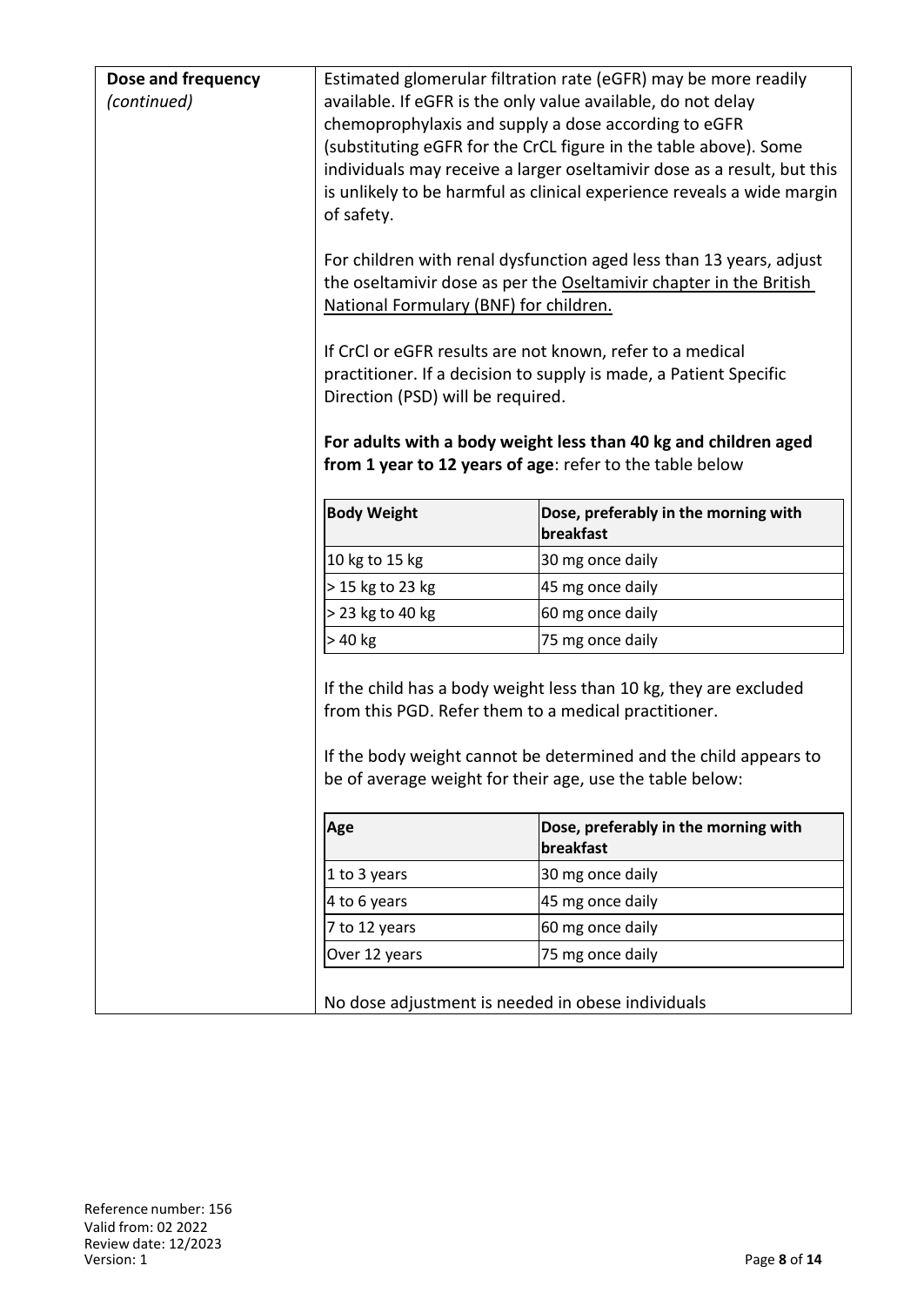**Dose and frequency** *(continued)*

Estimated glomerular filtration rate (eGFR) may be more readily available. If eGFR is the only value available, do not delay chemoprophylaxis and supply a dose according to eGFR (substituting eGFR for the CrCL figure in the table above). Some individuals may receive a larger oseltamivir dose as a result, but this is unlikely to be harmful as clinical experience reveals a wide margin of safety.

For children with renal dysfunction aged less than 13 years, adjust the oseltamivir dose as per the Oseltamivir chapter in the British National Formulary (BNF) for children.

If CrCl or eGFR results are not known, refer to a medical practitioner. If a decision to supply is made, a Patient Specific Direction (PSD) will be required.

**For adults with a body weight less than 40 kg and children aged from 1 year to 12 years of age**: refer to the table below

| Body Weight | Dose, preferably in the morning with breakfast |
|---|---|
| 10 kg to 15 kg | 30 mg once daily |
| > 15 kg to 23 kg | 45 mg once daily |
| > 23 kg to 40 kg | 60 mg once daily |
| > 40 kg | 75 mg once daily |

If the child has a body weight less than 10 kg, they are excluded from this PGD. Refer them to a medical practitioner.

If the body weight cannot be determined and the child appears to be of average weight for their age, use the table below:

| Age | Dose, preferably in the morning with breakfast |
|---|---|
| 1 to 3 years | 30 mg once daily |
| 4 to 6 years | 45 mg once daily |
| 7 to 12 years | 60 mg once daily |
| Over 12 years | 75 mg once daily |

No dose adjustment is needed in obese individuals

Reference number: 156
Valid from: 02 2022
Review date: 12/2023
Version: 1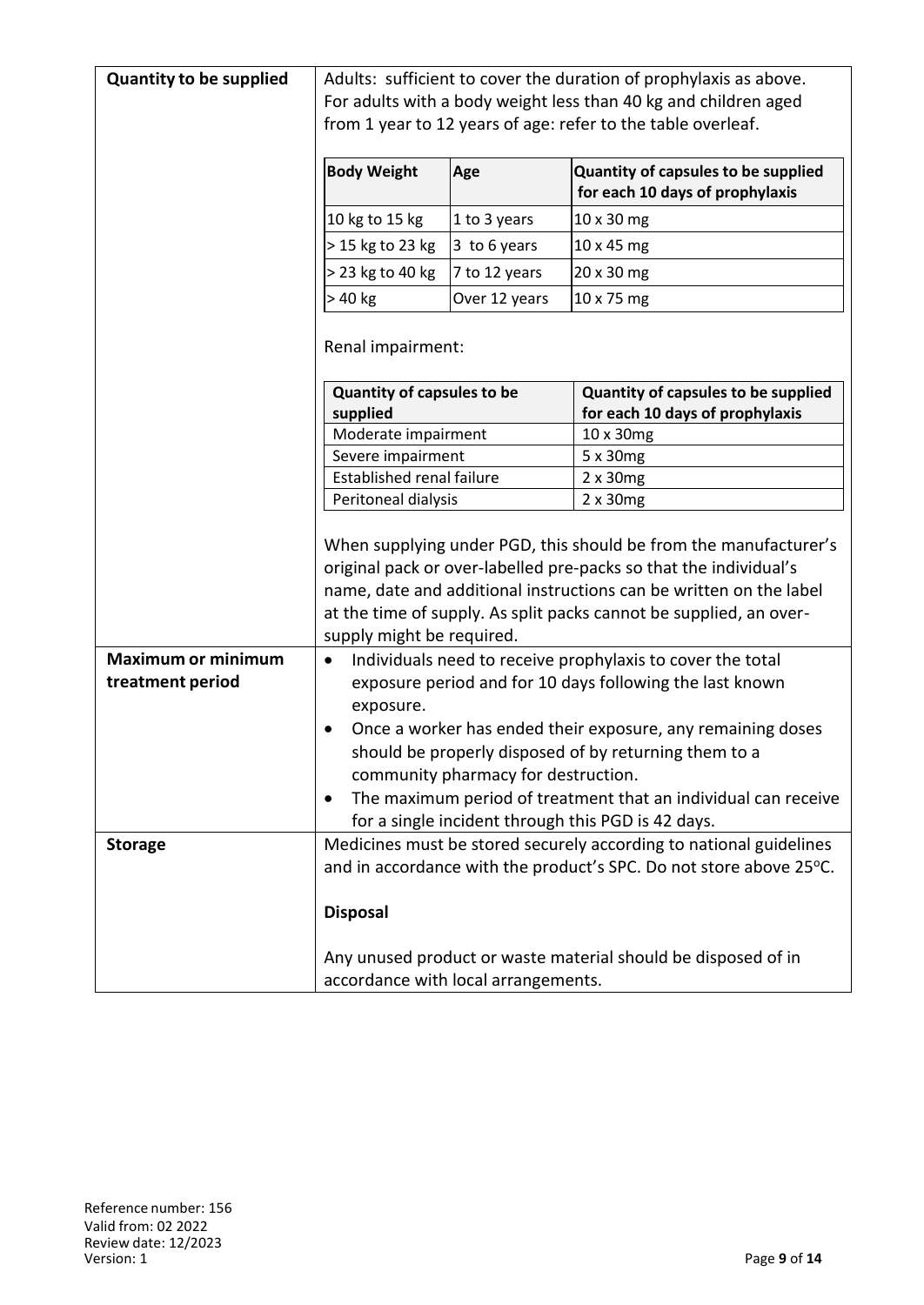| | |
|---|---|
| **Quantity to be supplied** | Adults: sufficient to cover the duration of prophylaxis as above. For adults with a body weight less than 40 kg and children aged from 1 year to 12 years of age: refer to the table overleaf. |

| Body Weight | Age | Quantity of capsules to be supplied for each 10 days of prophylaxis |
|---|---|---|
| 10 kg to 15 kg | 1 to 3 years | 10 x 30 mg |
| > 15 kg to 23 kg | 3 to 6 years | 10 x 45 mg |
| > 23 kg to 40 kg | 7 to 12 years | 20 x 30 mg |
| > 40 kg | Over 12 years | 10 x 75 mg |

Renal impairment:

| Quantity of capsules to be supplied | Quantity of capsules to be supplied for each 10 days of prophylaxis |
|---|---|
| Moderate impairment | 10 x 30mg |
| Severe impairment | 5 x 30mg |
| Established renal failure | 2 x 30mg |
| Peritoneal dialysis | 2 x 30mg |

When supplying under PGD, this should be from the manufacturer's original pack or over-labelled pre-packs so that the individual's name, date and additional instructions can be written on the label at the time of supply. As split packs cannot be supplied, an over-supply might be required.

**Maximum or minimum treatment period**

- Individuals need to receive prophylaxis to cover the total exposure period and for 10 days following the last known exposure.
- Once a worker has ended their exposure, any remaining doses should be properly disposed of by returning them to a community pharmacy for destruction.
- The maximum period of treatment that an individual can receive for a single incident through this PGD is 42 days.

**Storage**

Medicines must be stored securely according to national guidelines and in accordance with the product's SPC. Do not store above 25°C.

**Disposal**

Any unused product or waste material should be disposed of in accordance with local arrangements.

Reference number: 156
Valid from: 02 2022
Review date: 12/2023
Version: 1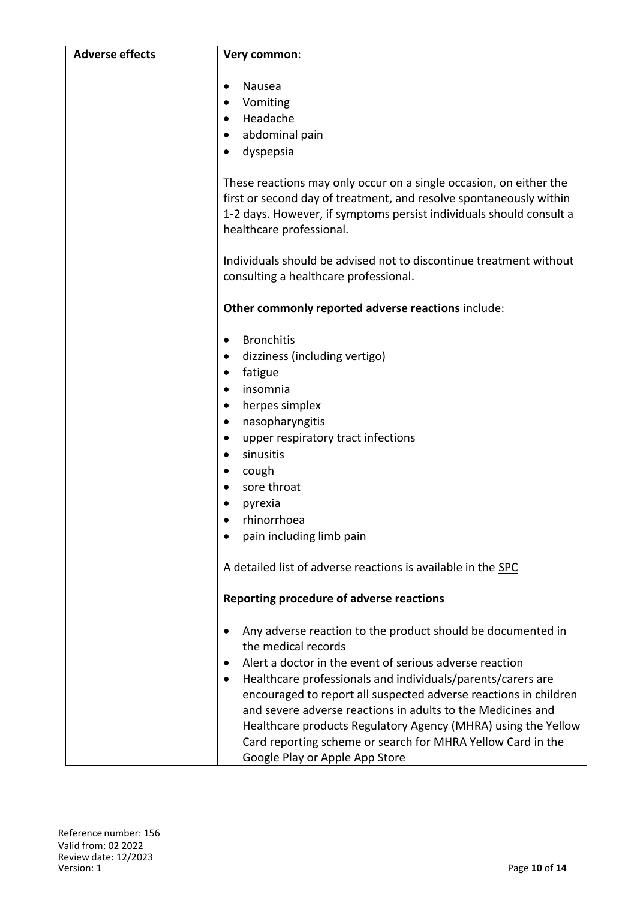| Adverse effects | **Very common**:<br><br>• Nausea<br>• Vomiting<br>• Headache<br>• abdominal pain<br>• dyspepsia<br><br>These reactions may only occur on a single occasion, on either the first or second day of treatment, and resolve spontaneously within 1-2 days. However, if symptoms persist individuals should consult a healthcare professional.<br><br>Individuals should be advised not to discontinue treatment without consulting a healthcare professional.<br><br>**Other commonly reported adverse reactions** include:<br><br>• Bronchitis<br>• dizziness (including vertigo)<br>• fatigue<br>• insomnia<br>• herpes simplex<br>• nasopharyngitis<br>• upper respiratory tract infections<br>• sinusitis<br>• cough<br>• sore throat<br>• pyrexia<br>• rhinorrhoea<br>• pain including limb pain<br><br>A detailed list of adverse reactions is available in the SPC<br><br>**Reporting procedure of adverse reactions**<br><br>• Any adverse reaction to the product should be documented in the medical records<br>• Alert a doctor in the event of serious adverse reaction<br>• Healthcare professionals and individuals/parents/carers are encouraged to report all suspected adverse reactions in children and severe adverse reactions in adults to the Medicines and Healthcare products Regulatory Agency (MHRA) using the Yellow Card reporting scheme or search for MHRA Yellow Card in the Google Play or Apple App Store |
|---|---|

Reference number: 156
Valid from: 02 2022
Review date: 12/2023
Version: 1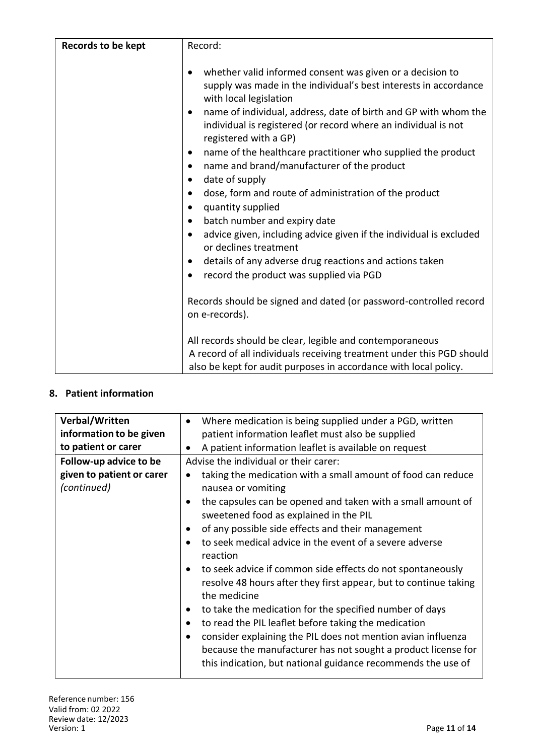| Records to be kept | Record:<br><br>• whether valid informed consent was given or a decision to supply was made in the individual's best interests in accordance with local legislation<br>• name of individual, address, date of birth and GP with whom the individual is registered (or record where an individual is not registered with a GP)<br>• name of the healthcare practitioner who supplied the product<br>• name and brand/manufacturer of the product<br>• date of supply<br>• dose, form and route of administration of the product<br>• quantity supplied<br>• batch number and expiry date<br>• advice given, including advice given if the individual is excluded or declines treatment<br>• details of any adverse drug reactions and actions taken<br>• record the product was supplied via PGD<br><br>Records should be signed and dated (or password-controlled record on e-records).<br><br>All records should be clear, legible and contemporaneous<br>A record of all individuals receiving treatment under this PGD should also be kept for audit purposes in accordance with local policy. |
|---|---|

## 8. Patient information

| Verbal/Written information to be given to patient or carer | • Where medication is being supplied under a PGD, written patient information leaflet must also be supplied<br>• A patient information leaflet is available on request |
|---|---|
| **Follow-up advice to be given to patient or carer** *(continued)* | Advise the individual or their carer:<br>• taking the medication with a small amount of food can reduce nausea or vomiting<br>• the capsules can be opened and taken with a small amount of sweetened food as explained in the PIL<br>• of any possible side effects and their management<br>• to seek medical advice in the event of a severe adverse reaction<br>• to seek advice if common side effects do not spontaneously resolve 48 hours after they first appear, but to continue taking the medicine<br>• to take the medication for the specified number of days<br>• to read the PIL leaflet before taking the medication<br>• consider explaining the PIL does not mention avian influenza because the manufacturer has not sought a product license for this indication, but national guidance recommends the use of |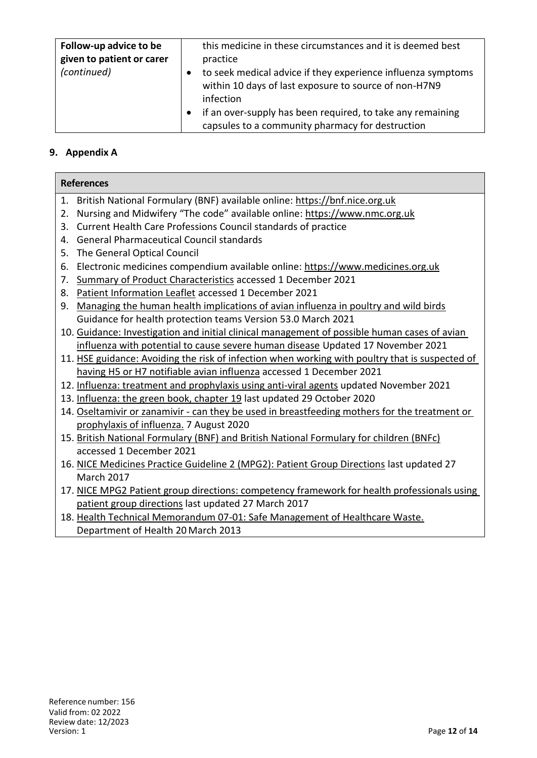| Follow-up advice to be given to patient or carer *(continued)* | this medicine in these circumstances and it is deemed best practice<br>• to seek medical advice if they experience influenza symptoms within 10 days of last exposure to source of non-H7N9 infection<br>• if an over-supply has been required, to take any remaining capsules to a community pharmacy for destruction |
|---|---|

## 9. Appendix A

| References |
|---|
| 1. British National Formulary (BNF) available online: https://bnf.nice.org.uk<br>2. Nursing and Midwifery "The code" available online: https://www.nmc.org.uk<br>3. Current Health Care Professions Council standards of practice<br>4. General Pharmaceutical Council standards<br>5. The General Optical Council<br>6. Electronic medicines compendium available online: https://www.medicines.org.uk<br>7. Summary of Product Characteristics accessed 1 December 2021<br>8. Patient Information Leaflet accessed 1 December 2021<br>9. Managing the human health implications of avian influenza in poultry and wild birds Guidance for health protection teams Version 53.0 March 2021<br>10. Guidance: Investigation and initial clinical management of possible human cases of avian influenza with potential to cause severe human disease Updated 17 November 2021<br>11. HSE guidance: Avoiding the risk of infection when working with poultry that is suspected of having H5 or H7 notifiable avian influenza accessed 1 December 2021<br>12. Influenza: treatment and prophylaxis using anti-viral agents updated November 2021<br>13. Influenza: the green book, chapter 19 last updated 29 October 2020<br>14. Oseltamivir or zanamivir - can they be used in breastfeeding mothers for the treatment or prophylaxis of influenza. 7 August 2020<br>15. British National Formulary (BNF) and British National Formulary for children (BNFc) accessed 1 December 2021<br>16. NICE Medicines Practice Guideline 2 (MPG2): Patient Group Directions last updated 27 March 2017<br>17. NICE MPG2 Patient group directions: competency framework for health professionals using patient group directions last updated 27 March 2017<br>18. Health Technical Memorandum 07-01: Safe Management of Healthcare Waste. Department of Health 20 March 2013 |

Reference number: 156
Valid from: 02 2022
Review date: 12/2023
Version: 1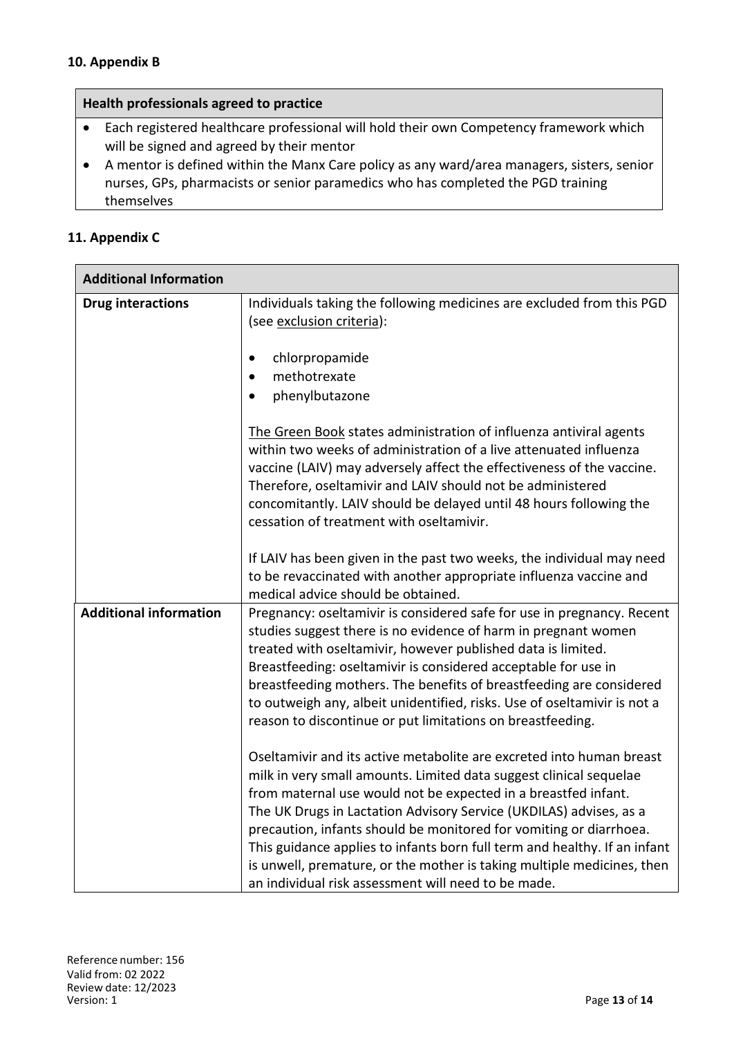## 10. Appendix B

| Health professionals agreed to practice |
|---|
| • Each registered healthcare professional will hold their own Competency framework which will be signed and agreed by their mentor<br>• A mentor is defined within the Manx Care policy as any ward/area managers, sisters, senior nurses, GPs, pharmacists or senior paramedics who has completed the PGD training themselves |

## 11. Appendix C

| Additional Information | |
|---|---|
| **Drug interactions** | Individuals taking the following medicines are excluded from this PGD (see exclusion criteria):<br><br>• chlorpropamide<br>• methotrexate<br>• phenylbutazone<br><br>The Green Book states administration of influenza antiviral agents within two weeks of administration of a live attenuated influenza vaccine (LAIV) may adversely affect the effectiveness of the vaccine. Therefore, oseltamivir and LAIV should not be administered concomitantly. LAIV should be delayed until 48 hours following the cessation of treatment with oseltamivir.<br><br>If LAIV has been given in the past two weeks, the individual may need to be revaccinated with another appropriate influenza vaccine and medical advice should be obtained. |
| **Additional information** | Pregnancy: oseltamivir is considered safe for use in pregnancy. Recent studies suggest there is no evidence of harm in pregnant women treated with oseltamivir, however published data is limited.<br>Breastfeeding: oseltamivir is considered acceptable for use in breastfeeding mothers. The benefits of breastfeeding are considered to outweigh any, albeit unidentified, risks. Use of oseltamivir is not a reason to discontinue or put limitations on breastfeeding.<br><br>Oseltamivir and its active metabolite are excreted into human breast milk in very small amounts. Limited data suggest clinical sequelae from maternal use would not be expected in a breastfed infant.<br>The UK Drugs in Lactation Advisory Service (UKDILAS) advises, as a precaution, infants should be monitored for vomiting or diarrhoea. This guidance applies to infants born full term and healthy. If an infant is unwell, premature, or the mother is taking multiple medicines, then an individual risk assessment will need to be made. |

Reference number: 156
Valid from: 02 2022
Review date: 12/2023
Version: 1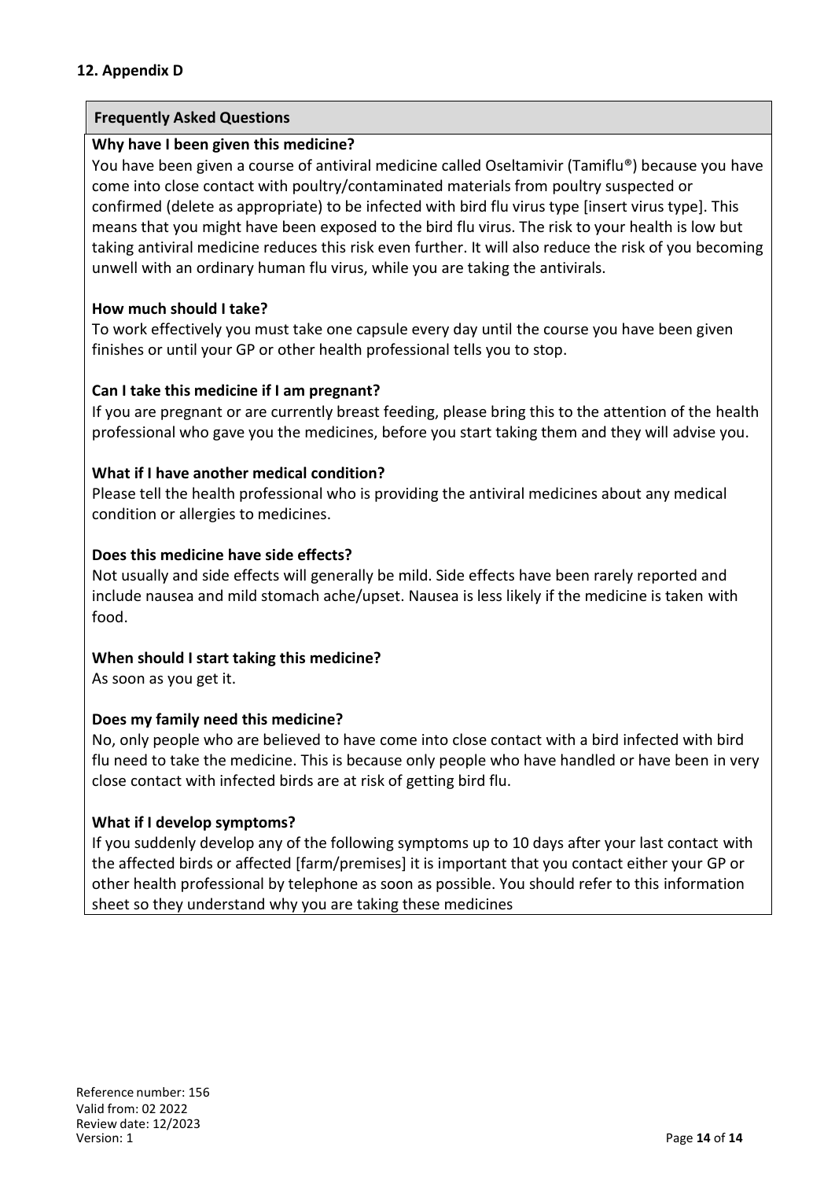## 12. Appendix D

### Frequently Asked Questions

**Why have I been given this medicine?**

You have been given a course of antiviral medicine called Oseltamivir (Tamiflu®) because you have come into close contact with poultry/contaminated materials from poultry suspected or confirmed (delete as appropriate) to be infected with bird flu virus type [insert virus type]. This means that you might have been exposed to the bird flu virus. The risk to your health is low but taking antiviral medicine reduces this risk even further. It will also reduce the risk of you becoming unwell with an ordinary human flu virus, while you are taking the antivirals.

**How much should I take?**

To work effectively you must take one capsule every day until the course you have been given finishes or until your GP or other health professional tells you to stop.

**Can I take this medicine if I am pregnant?**

If you are pregnant or are currently breast feeding, please bring this to the attention of the health professional who gave you the medicines, before you start taking them and they will advise you.

**What if I have another medical condition?**

Please tell the health professional who is providing the antiviral medicines about any medical condition or allergies to medicines.

**Does this medicine have side effects?**

Not usually and side effects will generally be mild. Side effects have been rarely reported and include nausea and mild stomach ache/upset. Nausea is less likely if the medicine is taken with food.

**When should I start taking this medicine?**

As soon as you get it.

**Does my family need this medicine?**

No, only people who are believed to have come into close contact with a bird infected with bird flu need to take the medicine. This is because only people who have handled or have been in very close contact with infected birds are at risk of getting bird flu.

**What if I develop symptoms?**

If you suddenly develop any of the following symptoms up to 10 days after your last contact with the affected birds or affected [farm/premises] it is important that you contact either your GP or other health professional by telephone as soon as possible. You should refer to this information sheet so they understand why you are taking these medicines

Reference number: 156
Valid from: 02 2022
Review date: 12/2023
Version: 1